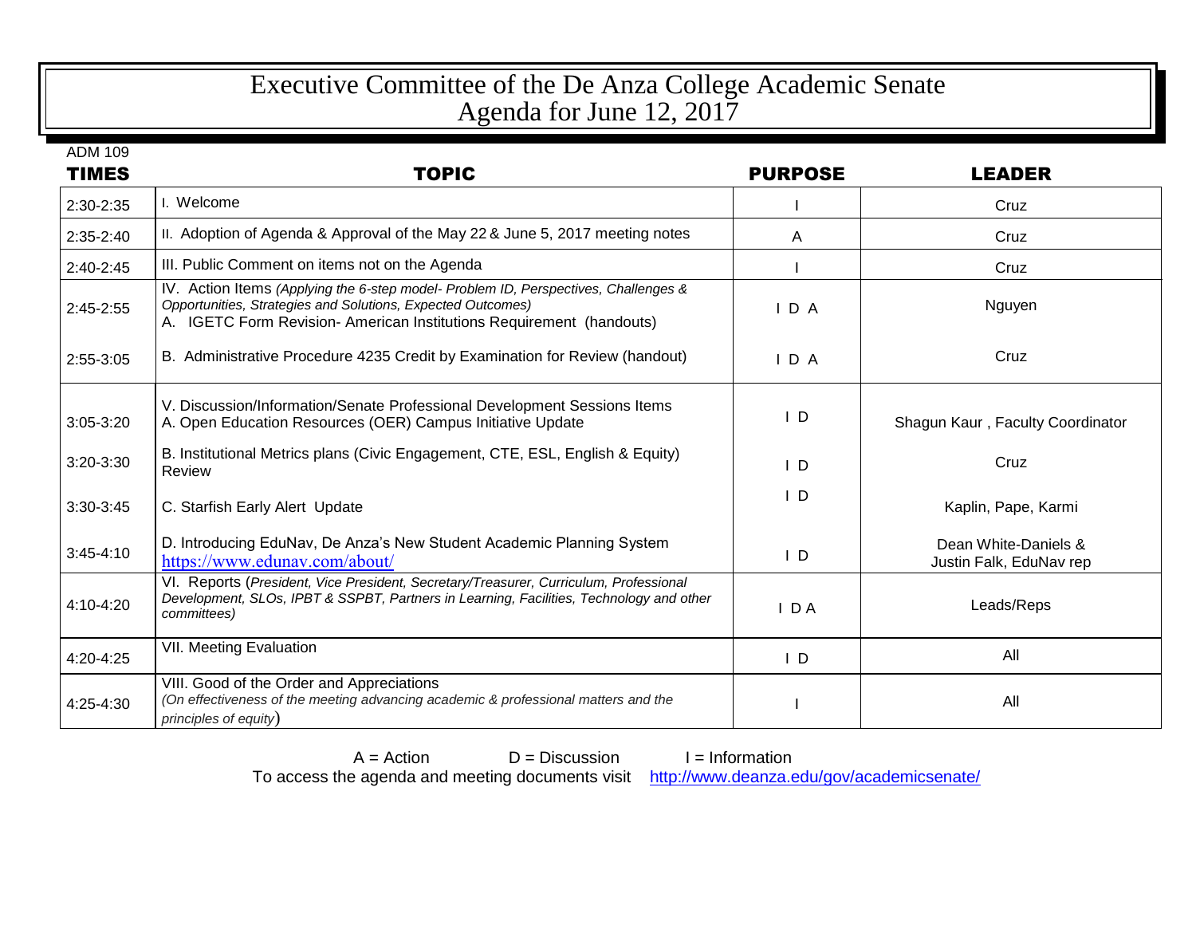# Executive Committee of the De Anza College Academic Senate
## Agenda for June 12, 2017

ADM 109

| TIMES | TOPIC | PURPOSE | LEADER |
|---|---|---|---|
| 2:30-2:35 | I. Welcome | I | Cruz |
| 2:35-2:40 | II. Adoption of Agenda & Approval of the May 22 & June 5, 2017 meeting notes | A | Cruz |
| 2:40-2:45 | III. Public Comment on items not on the Agenda | I | Cruz |
| 2:45-2:55 | IV. Action Items *(Applying the 6-step model- Problem ID, Perspectives, Challenges & Opportunities, Strategies and Solutions, Expected Outcomes)*<br>A. IGETC Form Revision- American Institutions Requirement (handouts) | I D A | Nguyen |
| 2:55-3:05 | B. Administrative Procedure 4235 Credit by Examination for Review (handout) | I D A | Cruz |
| 3:05-3:20 | V. Discussion/Information/Senate Professional Development Sessions Items<br>A. Open Education Resources (OER) Campus Initiative Update | I D | Shagun Kaur , Faculty Coordinator |
| 3:20-3:30 | B. Institutional Metrics plans (Civic Engagement, CTE, ESL, English & Equity) Review | I D | Cruz |
| 3:30-3:45 | C. Starfish Early Alert Update | I D | Kaplin, Pape, Karmi |
| 3:45-4:10 | D. Introducing EduNav, De Anza's New Student Academic Planning System<br>https://www.edunav.com/about/ | I D | Dean White-Daniels & Justin Falk, EduNav rep |
| 4:10-4:20 | VI. Reports (*President, Vice President, Secretary/Treasurer, Curriculum, Professional Development, SLOs, IPBT & SSPBT, Partners in Learning, Facilities, Technology and other committees)* | I D A | Leads/Reps |
| 4:20-4:25 | VII. Meeting Evaluation | I D | All |
| 4:25-4:30 | VIII. Good of the Order and Appreciations<br>*(On effectiveness of the meeting advancing academic & professional matters and the principles of equity)* | I | All |

A = Action D = Discussion I = Information

To access the agenda and meeting documents visit http://www.deanza.edu/gov/academicsenate/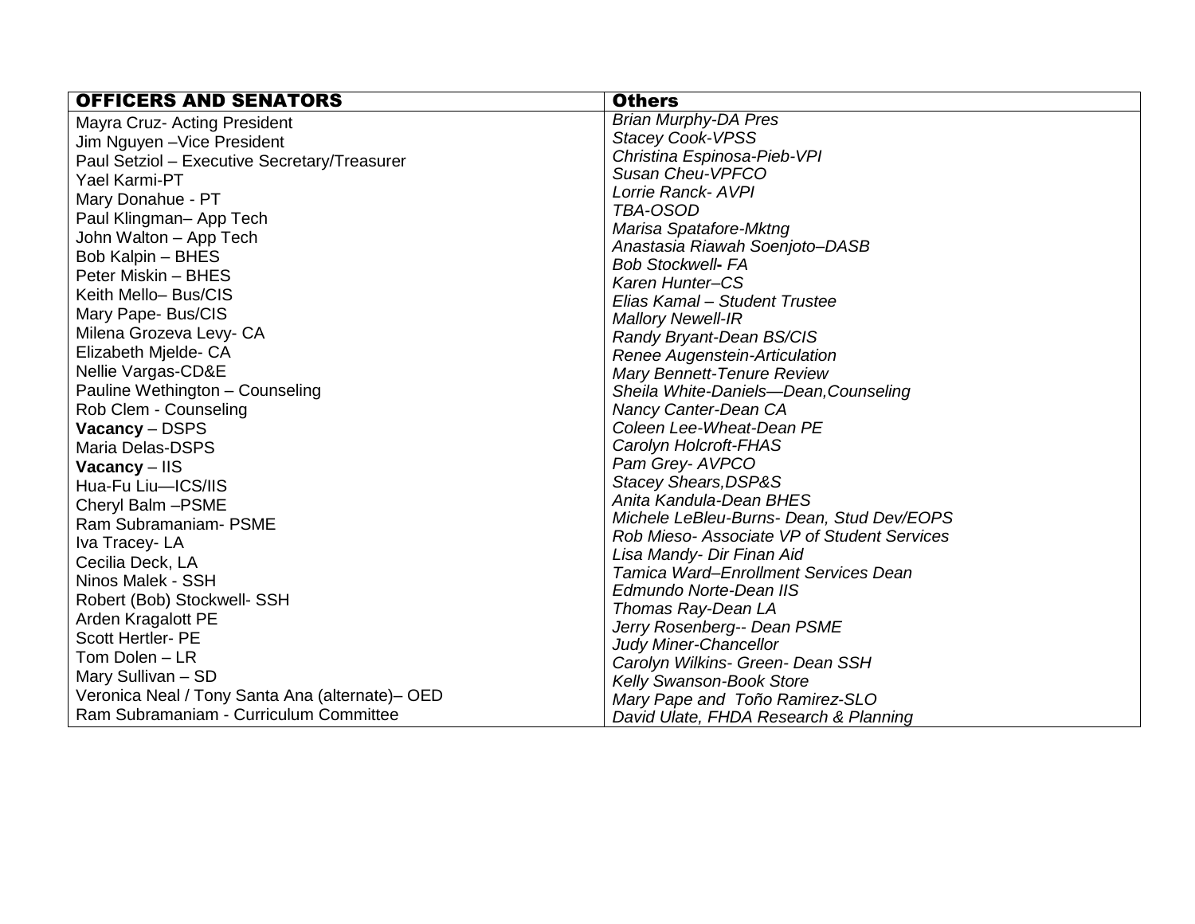| **OFFICERS AND SENATORS** | **Others** |
| --- | --- |
| Mayra Cruz- Acting President | *Brian Murphy-DA Pres* |
| Jim Nguyen –Vice President | *Stacey Cook-VPSS* |
| Paul Setziol – Executive Secretary/Treasurer | *Christina Espinosa-Pieb-VPI* |
| Yael Karmi-PT | *Susan Cheu-VPFCO* |
| Mary Donahue - PT | *Lorrie Ranck- AVPI* |
| Paul Klingman– App Tech | *TBA-OSOD* |
| John Walton – App Tech | *Marisa Spatafore-Mktng* |
| Bob Kalpin – BHES | *Anastasia Riawah Soenjoto–DASB* |
| Peter Miskin – BHES | *Bob Stockwell- FA* |
| Keith Mello– Bus/CIS | *Karen Hunter–CS* |
| Mary Pape- Bus/CIS | *Elias Kamal – Student Trustee* |
| Milena Grozeva Levy- CA | *Mallory Newell-IR* |
| Elizabeth Mjelde- CA | *Randy Bryant-Dean BS/CIS* |
| Nellie Vargas-CD&E | *Renee Augenstein-Articulation* |
| Pauline Wethington – Counseling | *Mary Bennett-Tenure Review* |
| Rob Clem - Counseling | *Sheila White-Daniels—Dean,Counseling* |
| **Vacancy** – DSPS | *Nancy Canter-Dean CA* |
| Maria Delas-DSPS | *Coleen Lee-Wheat-Dean PE* |
| **Vacancy** – IIS | *Carolyn Holcroft-FHAS* |
| Hua-Fu Liu—ICS/IIS | *Pam Grey- AVPCO* |
| Cheryl Balm –PSME | *Stacey Shears,DSP&S* |
| Ram Subramaniam- PSME | *Anita Kandula-Dean BHES* |
| Iva Tracey- LA | *Michele LeBleu-Burns- Dean, Stud Dev/EOPS* |
| Cecilia Deck, LA | *Rob Mieso- Associate VP of Student Services* |
| Ninos Malek - SSH | *Lisa Mandy- Dir Finan Aid* |
| Robert (Bob) Stockwell- SSH | *Tamica Ward–Enrollment Services Dean* |
| Arden Kragalott PE | *Edmundo Norte-Dean IIS* |
| Scott Hertler- PE | *Thomas Ray-Dean LA* |
| Tom Dolen – LR | *Jerry Rosenberg-- Dean PSME* |
| Mary Sullivan – SD | *Judy Miner-Chancellor* |
| Veronica Neal / Tony Santa Ana (alternate)– OED | *Carolyn Wilkins- Green- Dean SSH* |
| Ram Subramaniam - Curriculum Committee | *Kelly Swanson-Book Store* |
| | *Mary Pape and Toño Ramirez-SLO* |
| | *David Ulate, FHDA Research & Planning* |